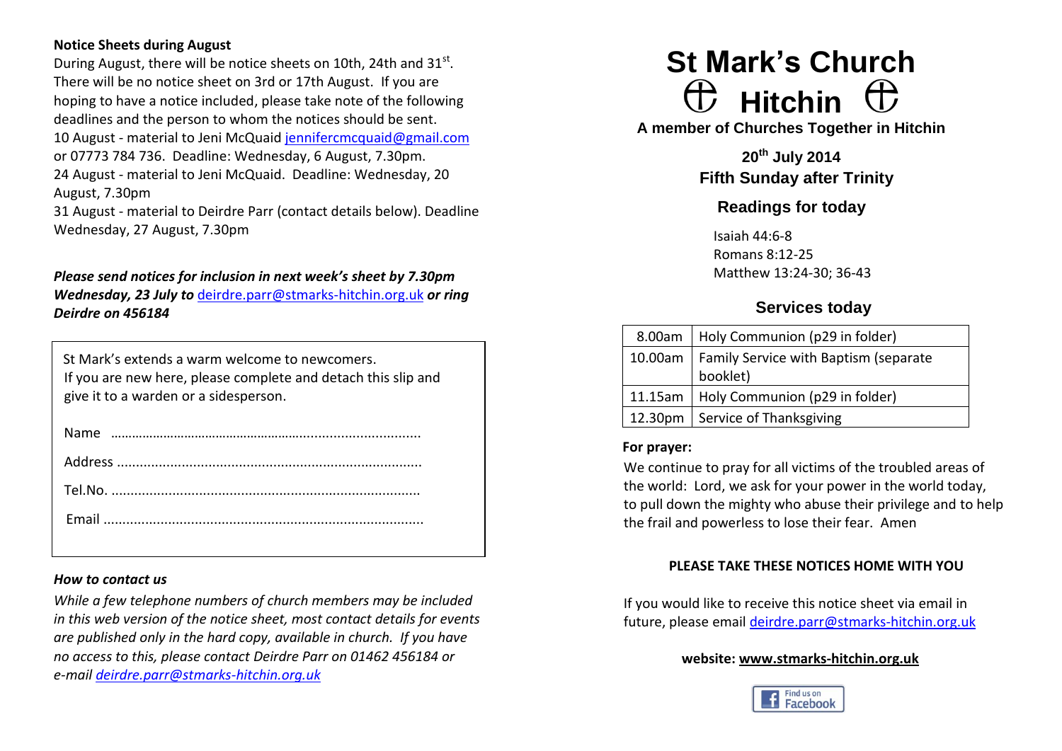# St Mark's Church

# Hitchin

**A member of Churches Together in Hitchin**

**20th July 2014**
**Fifth Sunday after Trinity**

## Readings for today

Isaiah 44:6-8
Romans 8:12-25
Matthew 13:24-30; 36-43

## Services today

| | |
|---|---|
| 8.00am | Holy Communion (p29 in folder) |
| 10.00am | Family Service with Baptism (separate booklet) |
| 11.15am | Holy Communion (p29 in folder) |
| 12.30pm | Service of Thanksgiving |

**For prayer:**

We continue to pray for all victims of the troubled areas of the world: Lord, we ask for your power in the world today, to pull down the mighty who abuse their privilege and to help the frail and powerless to lose their fear. Amen

**PLEASE TAKE THESE NOTICES HOME WITH YOU**

If you would like to receive this notice sheet via email in future, please email deirdre.parr@stmarks-hitchin.org.uk

**website: www.stmarks-hitchin.org.uk**

Find us on Facebook

**Notice Sheets during August**

During August, there will be notice sheets on 10th, 24th and 31st. There will be no notice sheet on 3rd or 17th August. If you are hoping to have a notice included, please take note of the following deadlines and the person to whom the notices should be sent.

10 August - material to Jeni McQuaid jennifercmcquaid@gmail.com or 07773 784 736. Deadline: Wednesday, 6 August, 7.30pm.

24 August - material to Jeni McQuaid. Deadline: Wednesday, 20 August, 7.30pm

31 August - material to Deirdre Parr (contact details below). Deadline Wednesday, 27 August, 7.30pm

***Please send notices for inclusion in next week's sheet by 7.30pm Wednesday, 23 July to*** deirdre.parr@stmarks-hitchin.org.uk ***or ring Deirdre on 456184***

St Mark's extends a warm welcome to newcomers.
If you are new here, please complete and detach this slip and give it to a warden or a sidesperson.

Name ……………………………………………………………………

Address ……………………………………………………………………

Tel.No. ……………………………………………………………………

Email ……………………………………………………………………

***How to contact us***

*While a few telephone numbers of church members may be included in this web version of the notice sheet, most contact details for events are published only in the hard copy, available in church. If you have no access to this, please contact Deirdre Parr on 01462 456184 or e-mail deirdre.parr@stmarks-hitchin.org.uk*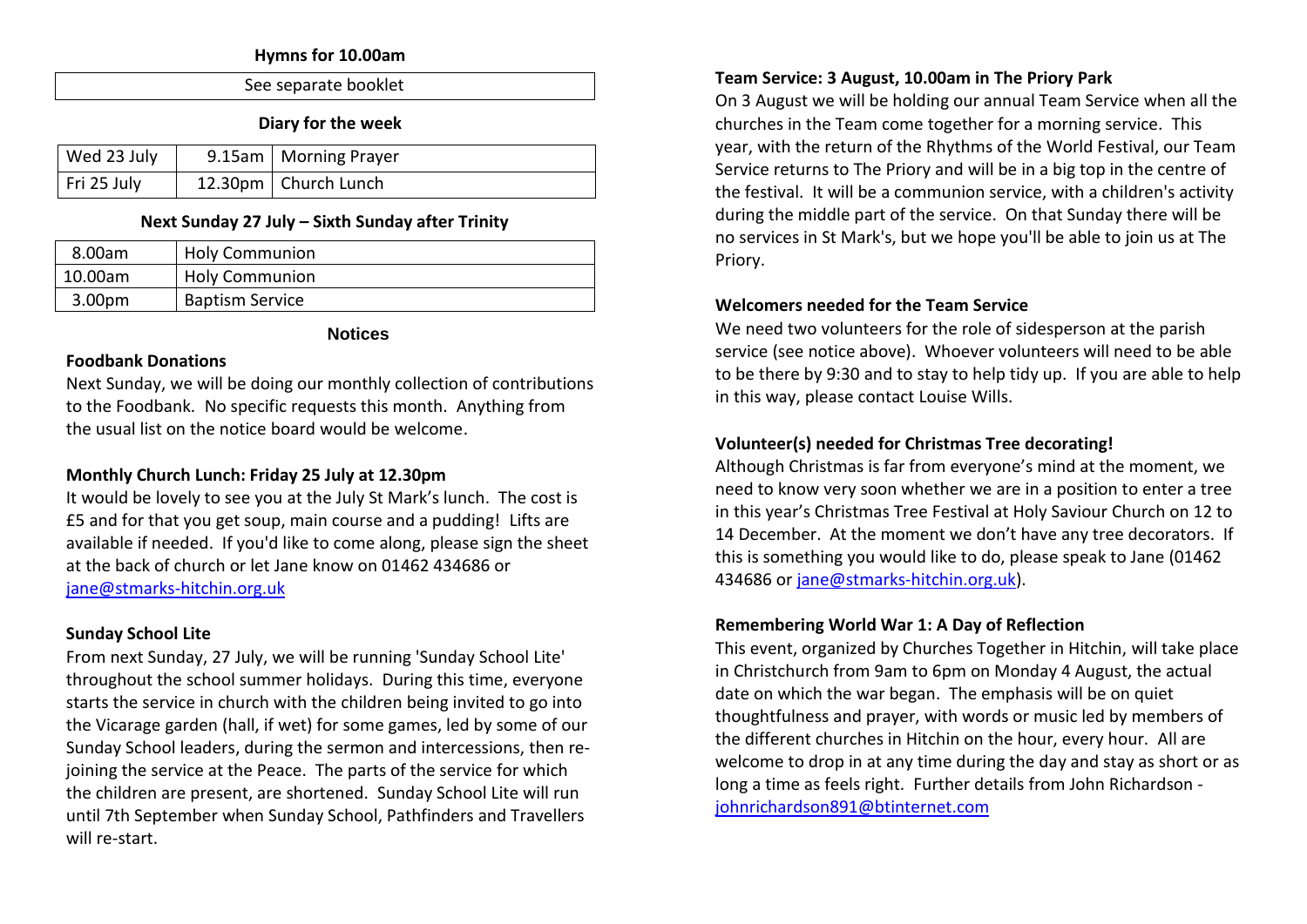**Hymns for 10.00am**

| See separate booklet |
|---|

**Diary for the week**

| Wed 23 July | 9.15am | Morning Prayer |
|---|---|---|
| Fri 25 July | 12.30pm | Church Lunch |

**Next Sunday 27 July – Sixth Sunday after Trinity**

| 8.00am | Holy Communion |
|---|---|
| 10.00am | Holy Communion |
| 3.00pm | Baptism Service |

## Notices

**Foodbank Donations**

Next Sunday, we will be doing our monthly collection of contributions to the Foodbank. No specific requests this month. Anything from the usual list on the notice board would be welcome.

**Monthly Church Lunch: Friday 25 July at 12.30pm**

It would be lovely to see you at the July St Mark's lunch. The cost is £5 and for that you get soup, main course and a pudding! Lifts are available if needed. If you'd like to come along, please sign the sheet at the back of church or let Jane know on 01462 434686 or jane@stmarks-hitchin.org.uk

**Sunday School Lite**

From next Sunday, 27 July, we will be running 'Sunday School Lite' throughout the school summer holidays. During this time, everyone starts the service in church with the children being invited to go into the Vicarage garden (hall, if wet) for some games, led by some of our Sunday School leaders, during the sermon and intercessions, then re-joining the service at the Peace. The parts of the service for which the children are present, are shortened. Sunday School Lite will run until 7th September when Sunday School, Pathfinders and Travellers will re-start.

**Team Service: 3 August, 10.00am in The Priory Park**

On 3 August we will be holding our annual Team Service when all the churches in the Team come together for a morning service. This year, with the return of the Rhythms of the World Festival, our Team Service returns to The Priory and will be in a big top in the centre of the festival. It will be a communion service, with a children's activity during the middle part of the service. On that Sunday there will be no services in St Mark's, but we hope you'll be able to join us at The Priory.

**Welcomers needed for the Team Service**

We need two volunteers for the role of sidesperson at the parish service (see notice above). Whoever volunteers will need to be able to be there by 9:30 and to stay to help tidy up. If you are able to help in this way, please contact Louise Wills.

**Volunteer(s) needed for Christmas Tree decorating!**

Although Christmas is far from everyone's mind at the moment, we need to know very soon whether we are in a position to enter a tree in this year's Christmas Tree Festival at Holy Saviour Church on 12 to 14 December. At the moment we don't have any tree decorators. If this is something you would like to do, please speak to Jane (01462 434686 or jane@stmarks-hitchin.org.uk).

**Remembering World War 1: A Day of Reflection**

This event, organized by Churches Together in Hitchin, will take place in Christchurch from 9am to 6pm on Monday 4 August, the actual date on which the war began. The emphasis will be on quiet thoughtfulness and prayer, with words or music led by members of the different churches in Hitchin on the hour, every hour. All are welcome to drop in at any time during the day and stay as short or as long a time as feels right. Further details from John Richardson - johnrichardson891@btinternet.com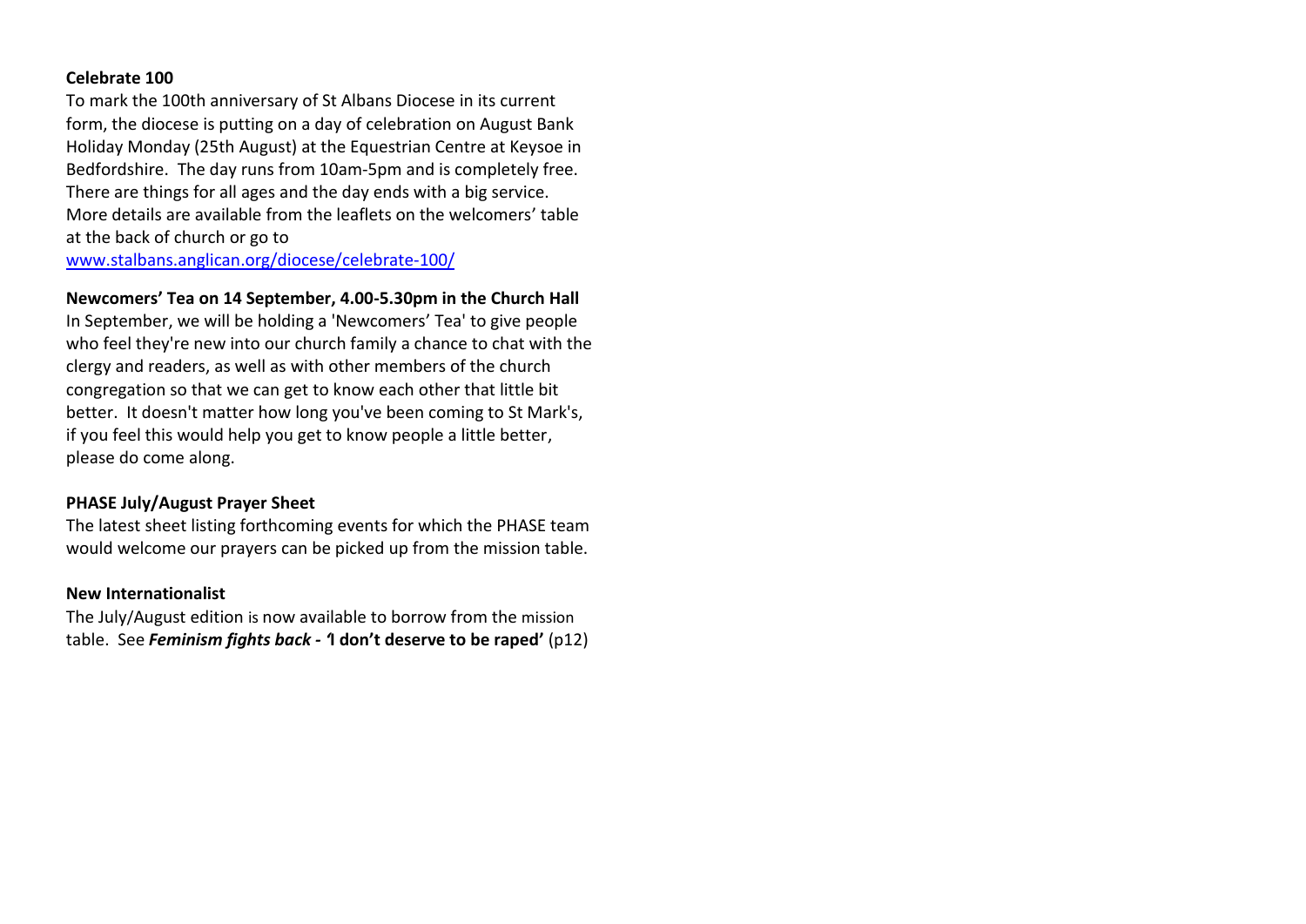**Celebrate 100**

To mark the 100th anniversary of St Albans Diocese in its current form, the diocese is putting on a day of celebration on August Bank Holiday Monday (25th August) at the Equestrian Centre at Keysoe in Bedfordshire. The day runs from 10am-5pm and is completely free. There are things for all ages and the day ends with a big service. More details are available from the leaflets on the welcomers' table at the back of church or go to [www.stalbans.anglican.org/diocese/celebrate-100/](http://www.stalbans.anglican.org/diocese/celebrate-100/)

**Newcomers' Tea on 14 September, 4.00-5.30pm in the Church Hall**

In September, we will be holding a 'Newcomers' Tea' to give people who feel they're new into our church family a chance to chat with the clergy and readers, as well as with other members of the church congregation so that we can get to know each other that little bit better. It doesn't matter how long you've been coming to St Mark's, if you feel this would help you get to know people a little better, please do come along.

**PHASE July/August Prayer Sheet**

The latest sheet listing forthcoming events for which the PHASE team would welcome our prayers can be picked up from the mission table.

**New Internationalist**

The July/August edition is now available to borrow from the mission table. See ***Feminism fights back - '*I don't deserve to be raped'** (p12)